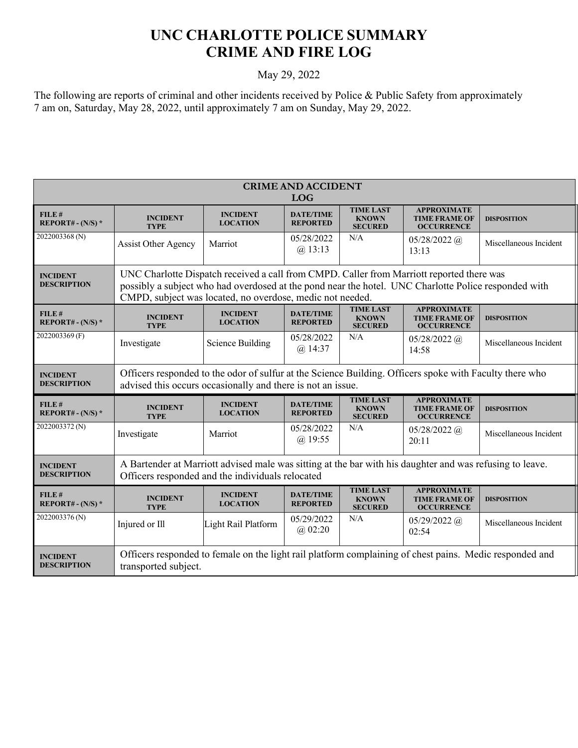# UNC CHARLOTTE POLICE SUMMARY
# CRIME AND FIRE LOG

May 29, 2022

The following are reports of criminal and other incidents received by Police & Public Safety from approximately 7 am on, Saturday, May 28, 2022, until approximately 7 am on Sunday, May 29, 2022.

**CRIME AND ACCIDENT LOG**

| FILE # REPORT# - (N/S) * | INCIDENT TYPE | INCIDENT LOCATION | DATE/TIME REPORTED | TIME LAST KNOWN SECURED | APPROXIMATE TIME FRAME OF OCCURRENCE | DISPOSITION |
|---|---|---|---|---|---|---|
| 2022003368 (N) | Assist Other Agency | Marriot | 05/28/2022 @ 13:13 | N/A | 05/28/2022 @ 13:13 | Miscellaneous Incident |
| **INCIDENT DESCRIPTION** | UNC Charlotte Dispatch received a call from CMPD. Caller from Marriott reported there was possibly a subject who had overdosed at the pond near the hotel. UNC Charlotte Police responded with CMPD, subject was located, no overdose, medic not needed. | | | | | |
| **FILE # REPORT# - (N/S) *** | **INCIDENT TYPE** | **INCIDENT LOCATION** | **DATE/TIME REPORTED** | **TIME LAST KNOWN SECURED** | **APPROXIMATE TIME FRAME OF OCCURRENCE** | **DISPOSITION** |
| 2022003369 (F) | Investigate | Science Building | 05/28/2022 @ 14:37 | N/A | 05/28/2022 @ 14:58 | Miscellaneous Incident |
| **INCIDENT DESCRIPTION** | Officers responded to the odor of sulfur at the Science Building. Officers spoke with Faculty there who advised this occurs occasionally and there is not an issue. | | | | | |
| **FILE # REPORT# - (N/S) *** | **INCIDENT TYPE** | **INCIDENT LOCATION** | **DATE/TIME REPORTED** | **TIME LAST KNOWN SECURED** | **APPROXIMATE TIME FRAME OF OCCURRENCE** | **DISPOSITION** |
| 2022003372 (N) | Investigate | Marriot | 05/28/2022 @ 19:55 | N/A | 05/28/2022 @ 20:11 | Miscellaneous Incident |
| **INCIDENT DESCRIPTION** | A Bartender at Marriott advised male was sitting at the bar with his daughter and was refusing to leave. Officers responded and the individuals relocated | | | | | |
| **FILE # REPORT# - (N/S) *** | **INCIDENT TYPE** | **INCIDENT LOCATION** | **DATE/TIME REPORTED** | **TIME LAST KNOWN SECURED** | **APPROXIMATE TIME FRAME OF OCCURRENCE** | **DISPOSITION** |
| 2022003376 (N) | Injured or Ill | Light Rail Platform | 05/29/2022 @ 02:20 | N/A | 05/29/2022 @ 02:54 | Miscellaneous Incident |
| **INCIDENT DESCRIPTION** | Officers responded to female on the light rail platform complaining of chest pains. Medic responded and transported subject. | | | | | |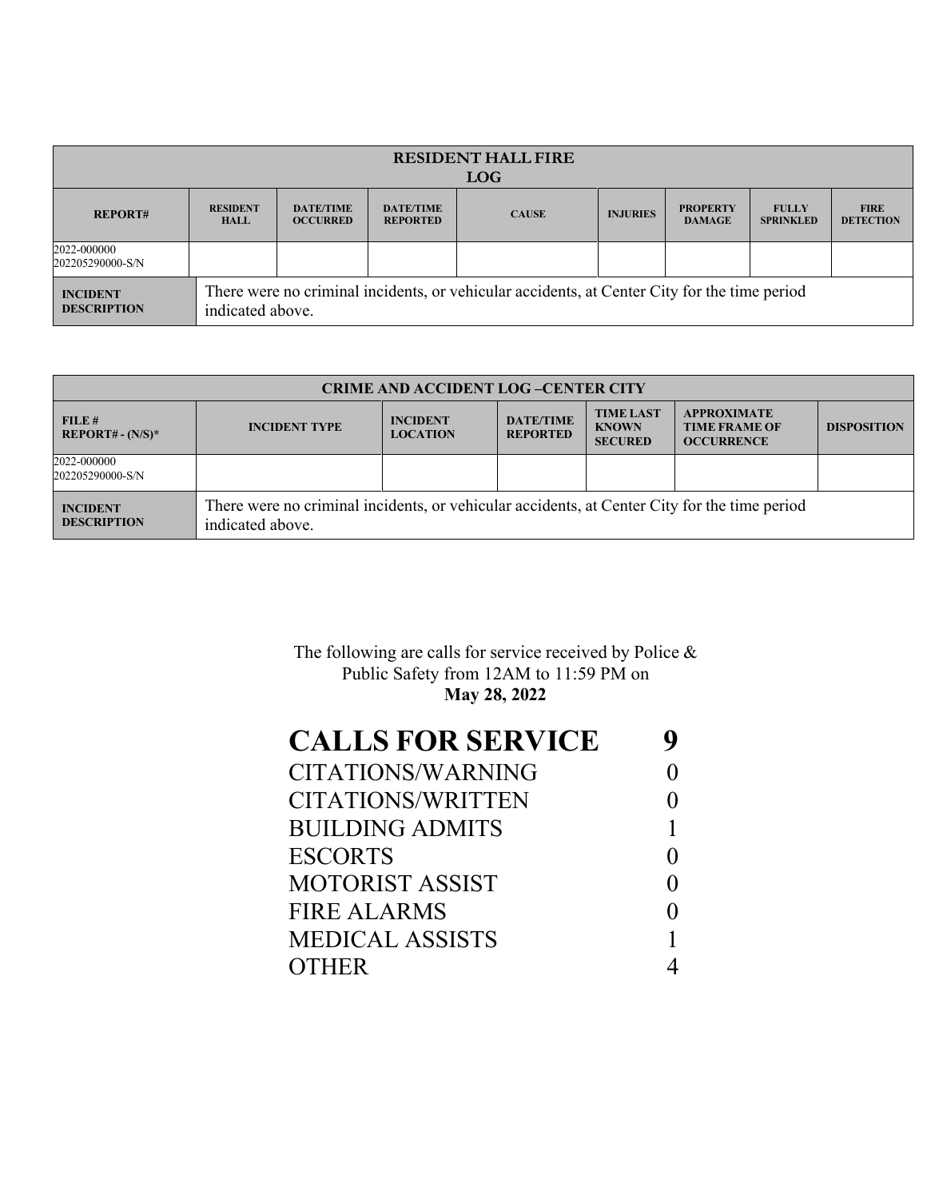| RESIDENT HALL FIRE LOG | | | | | | | | |
|---|---|---|---|---|---|---|---|---|
| **REPORT#** | **RESIDENT HALL** | **DATE/TIME OCCURRED** | **DATE/TIME REPORTED** | **CAUSE** | **INJURIES** | **PROPERTY DAMAGE** | **FULLY SPRINKLED** | **FIRE DETECTION** |
| 2022-000000 202205290000-S/N | | | | | | | | |
| **INCIDENT DESCRIPTION** | There were no criminal incidents, or vehicular accidents, at Center City for the time period indicated above. | | | | | | | |

| CRIME AND ACCIDENT LOG –CENTER CITY | | | | | | |
|---|---|---|---|---|---|---|
| **FILE # REPORT# - (N/S)*** | **INCIDENT TYPE** | **INCIDENT LOCATION** | **DATE/TIME REPORTED** | **TIME LAST KNOWN SECURED** | **APPROXIMATE TIME FRAME OF OCCURRENCE** | **DISPOSITION** |
| 2022-000000 202205290000-S/N | | | | | | |
| **INCIDENT DESCRIPTION** | There were no criminal incidents, or vehicular accidents, at Center City for the time period indicated above. | | | | | |

The following are calls for service received by Police & Public Safety from 12AM to 11:59 PM on
**May 28, 2022**

| | |
|---|---|
| **CALLS FOR SERVICE** | **9** |
| CITATIONS/WARNING | 0 |
| CITATIONS/WRITTEN | 0 |
| BUILDING ADMITS | 1 |
| ESCORTS | 0 |
| MOTORIST ASSIST | 0 |
| FIRE ALARMS | 0 |
| MEDICAL ASSISTS | 1 |
| OTHER | 4 |